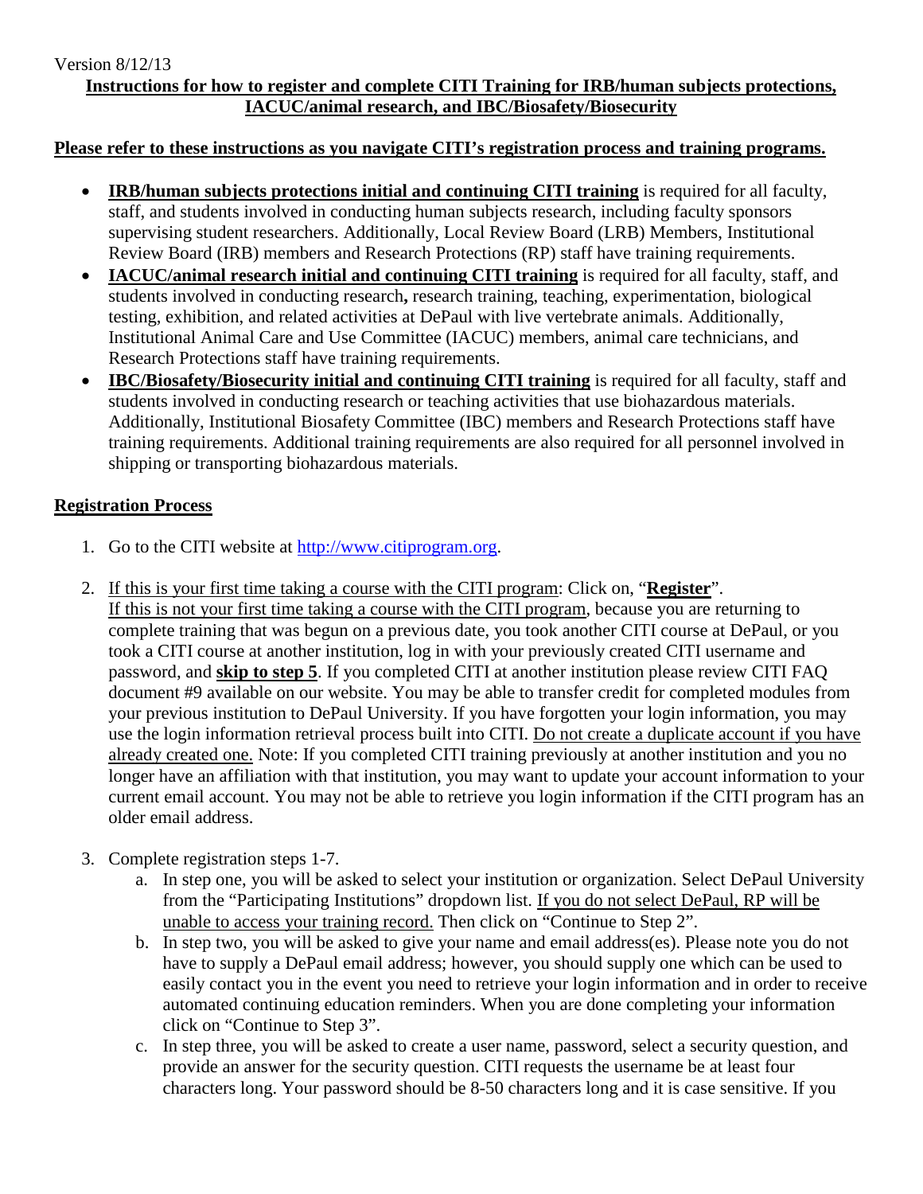Version 8/12/13

**Instructions for how to register and complete CITI Training for IRB/human subjects protections, IACUC/animal research, and IBC/Biosafety/Biosecurity**

**Please refer to these instructions as you navigate CITI's registration process and training programs.**

- **IRB/human subjects protections initial and continuing CITI training** is required for all faculty, staff, and students involved in conducting human subjects research, including faculty sponsors supervising student researchers. Additionally, Local Review Board (LRB) Members, Institutional Review Board (IRB) members and Research Protections (RP) staff have training requirements.
- **IACUC/animal research initial and continuing CITI training** is required for all faculty, staff, and students involved in conducting research**,** research training, teaching, experimentation, biological testing, exhibition, and related activities at DePaul with live vertebrate animals. Additionally, Institutional Animal Care and Use Committee (IACUC) members, animal care technicians, and Research Protections staff have training requirements.
- **IBC/Biosafety/Biosecurity initial and continuing CITI training** is required for all faculty, staff and students involved in conducting research or teaching activities that use biohazardous materials. Additionally, Institutional Biosafety Committee (IBC) members and Research Protections staff have training requirements. Additional training requirements are also required for all personnel involved in shipping or transporting biohazardous materials.

## Registration Process

1. Go to the CITI website at http://www.citiprogram.org.
2. If this is your first time taking a course with the CITI program: Click on, "**Register**". If this is not your first time taking a course with the CITI program, because you are returning to complete training that was begun on a previous date, you took another CITI course at DePaul, or you took a CITI course at another institution, log in with your previously created CITI username and password, and **skip to step 5**. If you completed CITI at another institution please review CITI FAQ document #9 available on our website. You may be able to transfer credit for completed modules from your previous institution to DePaul University. If you have forgotten your login information, you may use the login information retrieval process built into CITI. Do not create a duplicate account if you have already created one. Note: If you completed CITI training previously at another institution and you no longer have an affiliation with that institution, you may want to update your account information to your current email account. You may not be able to retrieve you login information if the CITI program has an older email address.
3. Complete registration steps 1-7.
   a. In step one, you will be asked to select your institution or organization. Select DePaul University from the "Participating Institutions" dropdown list. If you do not select DePaul, RP will be unable to access your training record. Then click on "Continue to Step 2".
   b. In step two, you will be asked to give your name and email address(es). Please note you do not have to supply a DePaul email address; however, you should supply one which can be used to easily contact you in the event you need to retrieve your login information and in order to receive automated continuing education reminders. When you are done completing your information click on "Continue to Step 3".
   c. In step three, you will be asked to create a user name, password, select a security question, and provide an answer for the security question. CITI requests the username be at least four characters long. Your password should be 8-50 characters long and it is case sensitive. If you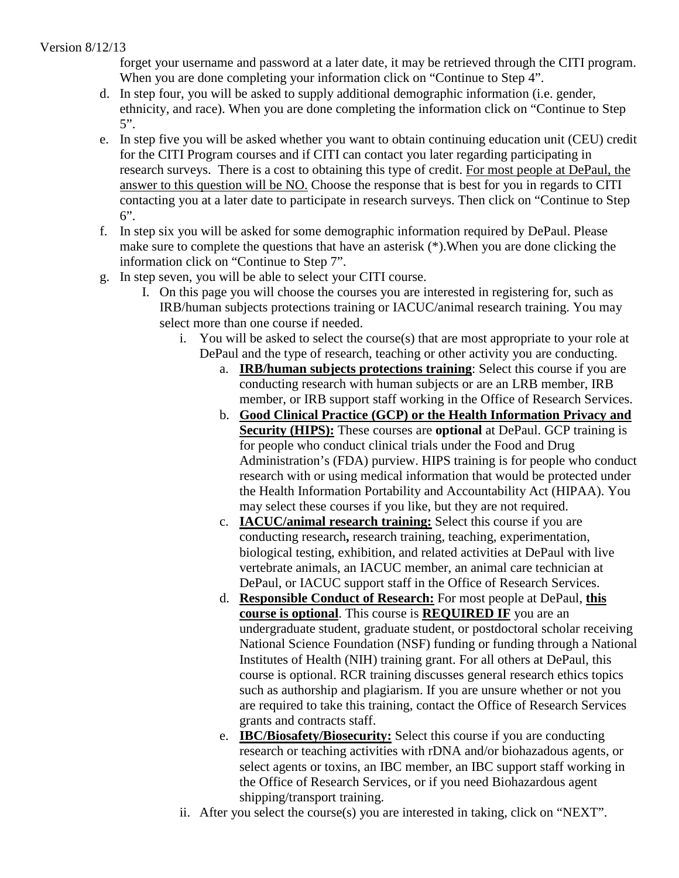forget your username and password at a later date, it may be retrieved through the CITI program. When you are done completing your information click on "Continue to Step 4".

d. In step four, you will be asked to supply additional demographic information (i.e. gender, ethnicity, and race). When you are done completing the information click on "Continue to Step 5".

e. In step five you will be asked whether you want to obtain continuing education unit (CEU) credit for the CITI Program courses and if CITI can contact you later regarding participating in research surveys. There is a cost to obtaining this type of credit. <u>For most people at DePaul, the answer to this question will be NO.</u> Choose the response that is best for you in regards to CITI contacting you at a later date to participate in research surveys. Then click on "Continue to Step 6".

f. In step six you will be asked for some demographic information required by DePaul. Please make sure to complete the questions that have an asterisk (*).When you are done clicking the information click on "Continue to Step 7".

g. In step seven, you will be able to select your CITI course.

   I. On this page you will choose the courses you are interested in registering for, such as IRB/human subjects protections training or IACUC/animal research training. You may select more than one course if needed.

      i. You will be asked to select the course(s) that are most appropriate to your role at DePaul and the type of research, teaching or other activity you are conducting.

         a. **<u>IRB/human subjects protections training</u>**: Select this course if you are conducting research with human subjects or are an LRB member, IRB member, or IRB support staff working in the Office of Research Services.

         b. **<u>Good Clinical Practice (GCP) or the Health Information Privacy and Security (HIPS):</u>** These courses are **optional** at DePaul. GCP training is for people who conduct clinical trials under the Food and Drug Administration's (FDA) purview. HIPS training is for people who conduct research with or using medical information that would be protected under the Health Information Portability and Accountability Act (HIPAA). You may select these courses if you like, but they are not required.

         c. **<u>IACUC/animal research training:</u>** Select this course if you are conducting research**,** research training, teaching, experimentation, biological testing, exhibition, and related activities at DePaul with live vertebrate animals, an IACUC member, an animal care technician at DePaul, or IACUC support staff in the Office of Research Services.

         d. **<u>Responsible Conduct of Research:</u>** For most people at DePaul, **<u>this course is optional</u>**. This course is **<u>REQUIRED IF</u>** you are an undergraduate student, graduate student, or postdoctoral scholar receiving National Science Foundation (NSF) funding or funding through a National Institutes of Health (NIH) training grant. For all others at DePaul, this course is optional. RCR training discusses general research ethics topics such as authorship and plagiarism. If you are unsure whether or not you are required to take this training, contact the Office of Research Services grants and contracts staff.

         e. **<u>IBC/Biosafety/Biosecurity:</u>** Select this course if you are conducting research or teaching activities with rDNA and/or biohazadous agents, or select agents or toxins, an IBC member, an IBC support staff working in the Office of Research Services, or if you need Biohazardous agent shipping/transport training.

      ii. After you select the course(s) you are interested in taking, click on "NEXT".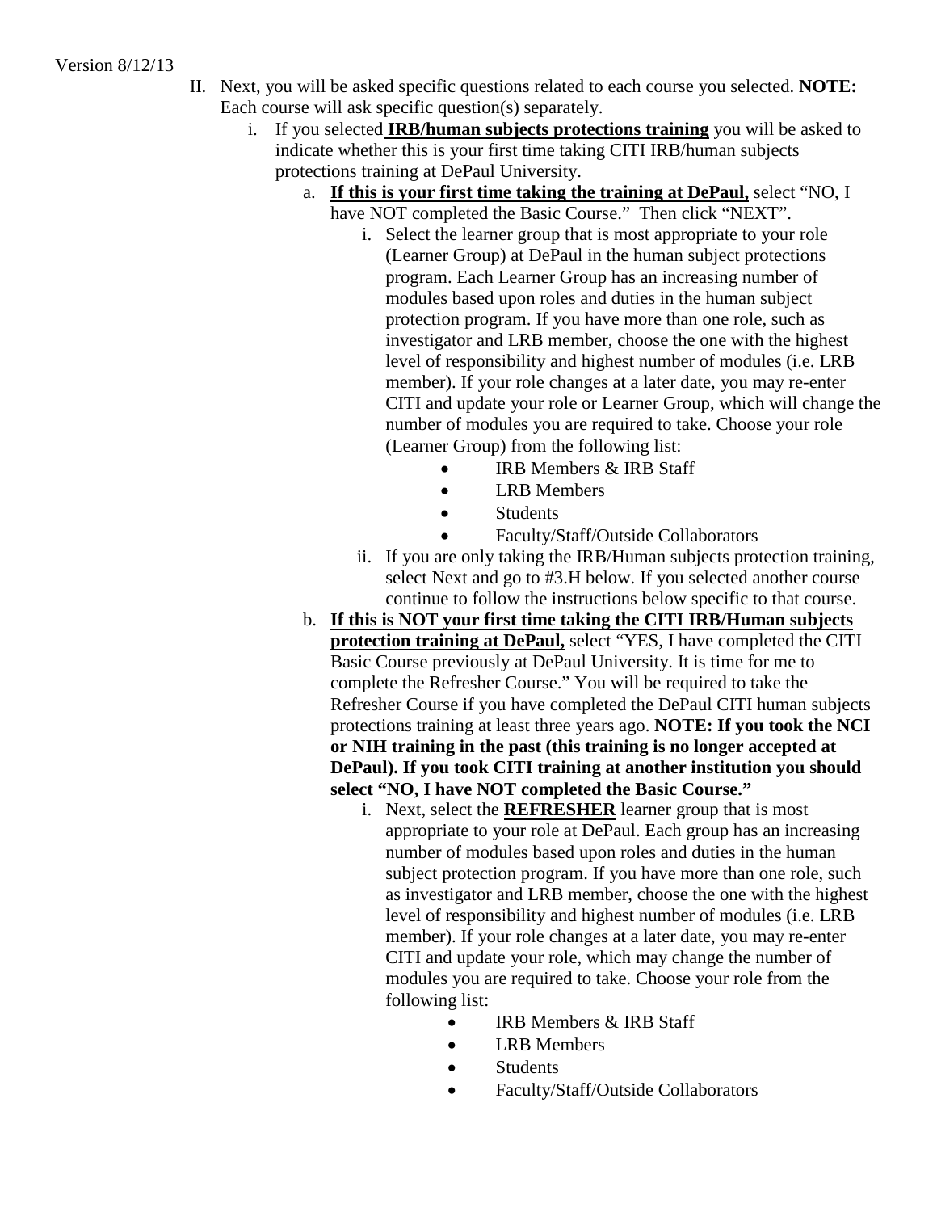Version 8/12/13

II. Next, you will be asked specific questions related to each course you selected. **NOTE:** Each course will ask specific question(s) separately.

   i. If you selected **<u>IRB/human subjects protections training</u>** you will be asked to indicate whether this is your first time taking CITI IRB/human subjects protections training at DePaul University.

      a. **<u>If this is your first time taking the training at DePaul,</u>** select "NO, I have NOT completed the Basic Course." Then click "NEXT".

         i. Select the learner group that is most appropriate to your role (Learner Group) at DePaul in the human subject protections program. Each Learner Group has an increasing number of modules based upon roles and duties in the human subject protection program. If you have more than one role, such as investigator and LRB member, choose the one with the highest level of responsibility and highest number of modules (i.e. LRB member). If your role changes at a later date, you may re-enter CITI and update your role or Learner Group, which will change the number of modules you are required to take. Choose your role (Learner Group) from the following list:

            - IRB Members & IRB Staff
            - LRB Members
            - Students
            - Faculty/Staff/Outside Collaborators

         ii. If you are only taking the IRB/Human subjects protection training, select Next and go to #3.H below. If you selected another course continue to follow the instructions below specific to that course.

      b. **<u>If this is NOT your first time taking the CITI IRB/Human subjects protection training at DePaul,</u>** select "YES, I have completed the CITI Basic Course previously at DePaul University. It is time for me to complete the Refresher Course." You will be required to take the Refresher Course if you have <u>completed the DePaul CITI human subjects protections training at least three years ago</u>. **NOTE: If you took the NCI or NIH training in the past (this training is no longer accepted at DePaul). If you took CITI training at another institution you should select "NO, I have NOT completed the Basic Course."**

         i. Next, select the **<u>REFRESHER</u>** learner group that is most appropriate to your role at DePaul. Each group has an increasing number of modules based upon roles and duties in the human subject protection program. If you have more than one role, such as investigator and LRB member, choose the one with the highest level of responsibility and highest number of modules (i.e. LRB member). If your role changes at a later date, you may re-enter CITI and update your role, which may change the number of modules you are required to take. Choose your role from the following list:

            - IRB Members & IRB Staff
            - LRB Members
            - Students
            - Faculty/Staff/Outside Collaborators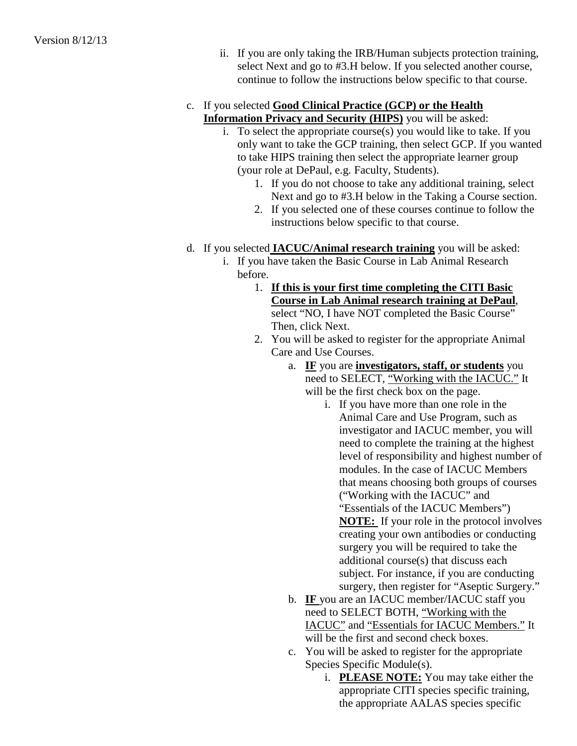ii. If you are only taking the IRB/Human subjects protection training, select Next and go to #3.H below. If you selected another course, continue to follow the instructions below specific to that course.

c. If you selected **Good Clinical Practice (GCP) or the Health Information Privacy and Security (HIPS)** you will be asked:
   i. To select the appropriate course(s) you would like to take. If you only want to take the GCP training, then select GCP. If you wanted to take HIPS training then select the appropriate learner group (your role at DePaul, e.g. Faculty, Students).
      1. If you do not choose to take any additional training, select Next and go to #3.H below in the Taking a Course section.
      2. If you selected one of these courses continue to follow the instructions below specific to that course.

d. If you selected **IACUC/Animal research training** you will be asked:
   i. If you have taken the Basic Course in Lab Animal Research before.
      1. **If this is your first time completing the CITI Basic Course in Lab Animal research training at DePaul**, select "NO, I have NOT completed the Basic Course" Then, click Next.
      2. You will be asked to register for the appropriate Animal Care and Use Courses.
         a. **IF** you are **investigators, staff, or students** you need to SELECT, "Working with the IACUC." It will be the first check box on the page.
            i. If you have more than one role in the Animal Care and Use Program, such as investigator and IACUC member, you will need to complete the training at the highest level of responsibility and highest number of modules. In the case of IACUC Members that means choosing both groups of courses ("Working with the IACUC" and "Essentials of the IACUC Members") **NOTE:** If your role in the protocol involves creating your own antibodies or conducting surgery you will be required to take the additional course(s) that discuss each subject. For instance, if you are conducting surgery, then register for "Aseptic Surgery."
         b. **IF** you are an IACUC member/IACUC staff you need to SELECT BOTH, "Working with the IACUC" and "Essentials for IACUC Members." It will be the first and second check boxes.
         c. You will be asked to register for the appropriate Species Specific Module(s).
            i. **PLEASE NOTE:** You may take either the appropriate CITI species specific training, the appropriate AALAS species specific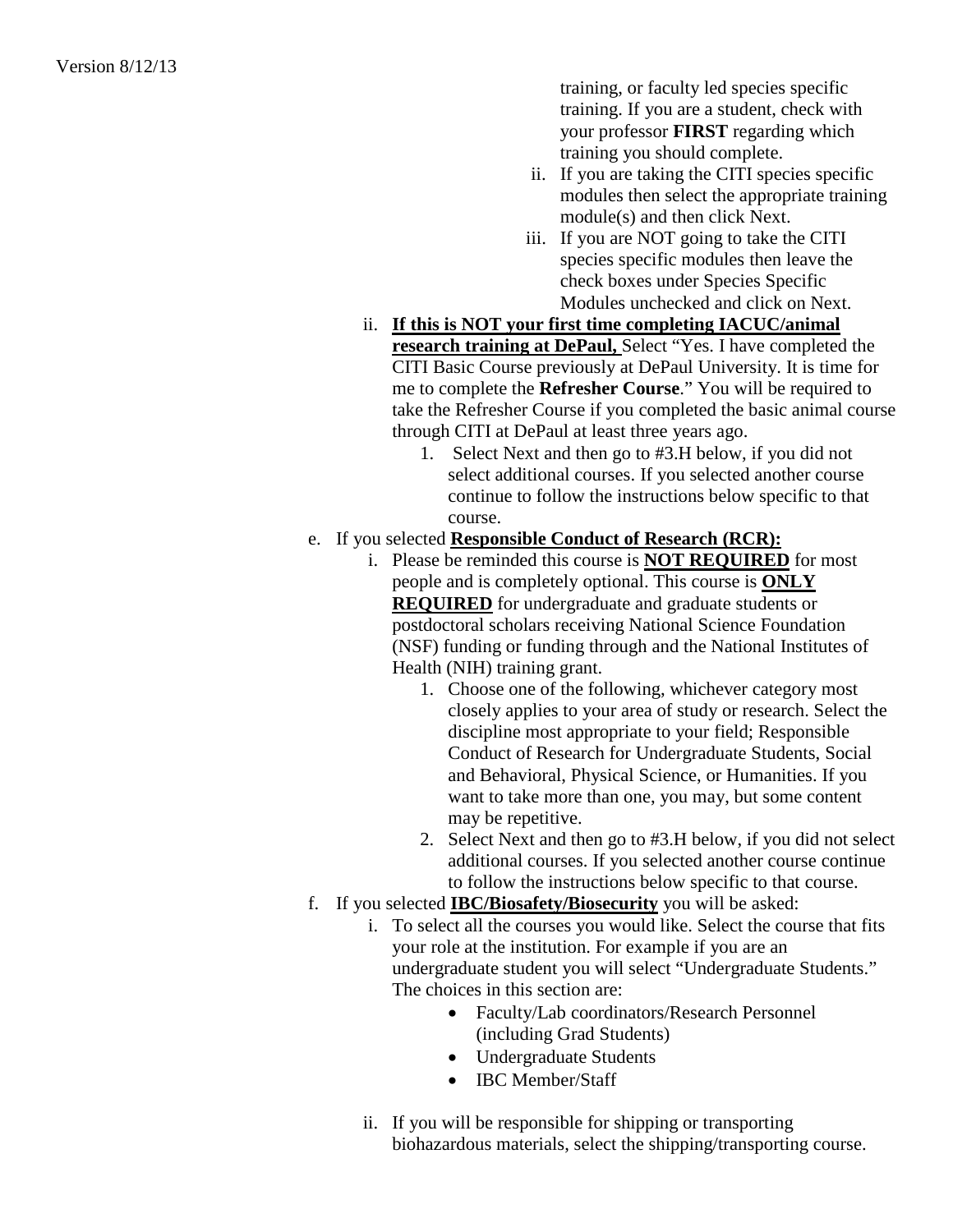training, or faculty led species specific training. If you are a student, check with your professor **FIRST** regarding which training you should complete.

ii. If you are taking the CITI species specific modules then select the appropriate training module(s) and then click Next.

iii. If you are NOT going to take the CITI species specific modules then leave the check boxes under Species Specific Modules unchecked and click on Next.

ii. **If this is NOT your first time completing IACUC/animal research training at DePaul,** Select "Yes. I have completed the CITI Basic Course previously at DePaul University. It is time for me to complete the **Refresher Course**." You will be required to take the Refresher Course if you completed the basic animal course through CITI at DePaul at least three years ago.

   1. Select Next and then go to #3.H below, if you did not select additional courses. If you selected another course continue to follow the instructions below specific to that course.

e. If you selected **Responsible Conduct of Research (RCR):**

   i. Please be reminded this course is **NOT REQUIRED** for most people and is completely optional. This course is **ONLY REQUIRED** for undergraduate and graduate students or postdoctoral scholars receiving National Science Foundation (NSF) funding or funding through and the National Institutes of Health (NIH) training grant.

      1. Choose one of the following, whichever category most closely applies to your area of study or research. Select the discipline most appropriate to your field; Responsible Conduct of Research for Undergraduate Students, Social and Behavioral, Physical Science, or Humanities. If you want to take more than one, you may, but some content may be repetitive.
      2. Select Next and then go to #3.H below, if you did not select additional courses. If you selected another course continue to follow the instructions below specific to that course.

f. If you selected **IBC/Biosafety/Biosecurity** you will be asked:

   i. To select all the courses you would like. Select the course that fits your role at the institution. For example if you are an undergraduate student you will select "Undergraduate Students." The choices in this section are:

      - Faculty/Lab coordinators/Research Personnel (including Grad Students)
      - Undergraduate Students
      - IBC Member/Staff

   ii. If you will be responsible for shipping or transporting biohazardous materials, select the shipping/transporting course.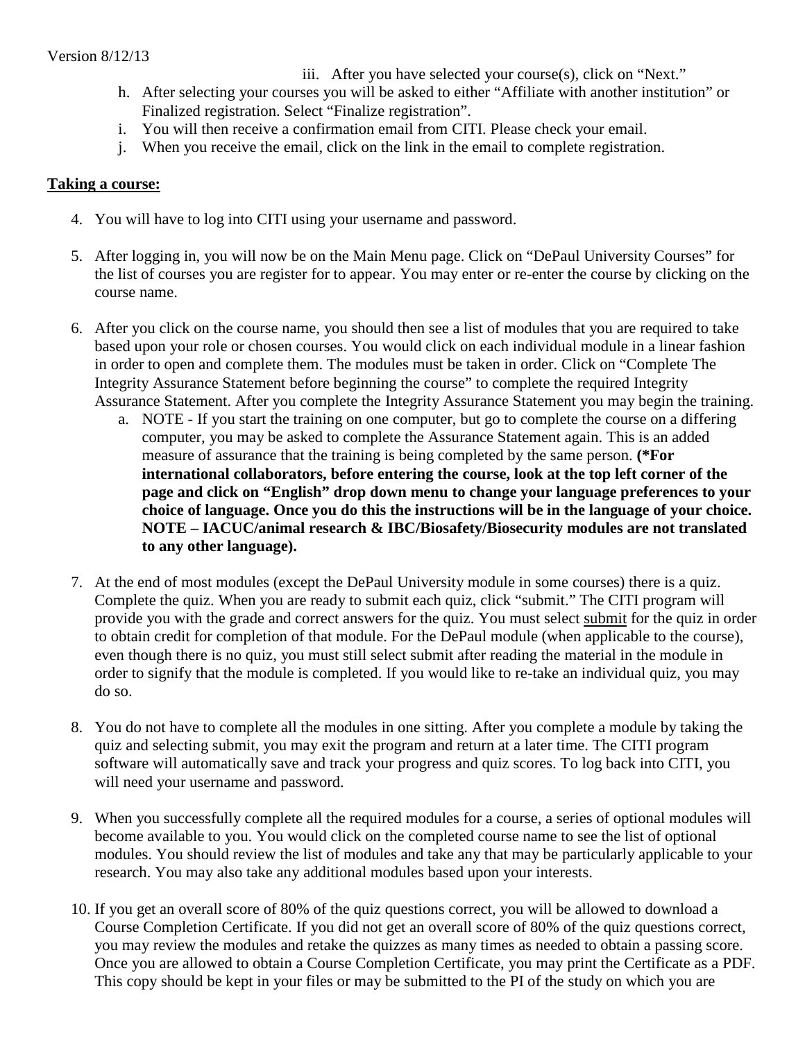iii. After you have selected your course(s), click on "Next."

h. After selecting your courses you will be asked to either "Affiliate with another institution" or Finalized registration. Select "Finalize registration".
i. You will then receive a confirmation email from CITI. Please check your email.
j. When you receive the email, click on the link in the email to complete registration.

**Taking a course:**

4. You will have to log into CITI using your username and password.

5. After logging in, you will now be on the Main Menu page. Click on "DePaul University Courses" for the list of courses you are register for to appear. You may enter or re-enter the course by clicking on the course name.

6. After you click on the course name, you should then see a list of modules that you are required to take based upon your role or chosen courses. You would click on each individual module in a linear fashion in order to open and complete them. The modules must be taken in order. Click on "Complete The Integrity Assurance Statement before beginning the course" to complete the required Integrity Assurance Statement. After you complete the Integrity Assurance Statement you may begin the training.
   a. NOTE - If you start the training on one computer, but go to complete the course on a differing computer, you may be asked to complete the Assurance Statement again. This is an added measure of assurance that the training is being completed by the same person. **(*For international collaborators, before entering the course, look at the top left corner of the page and click on "English" drop down menu to change your language preferences to your choice of language. Once you do this the instructions will be in the language of your choice. NOTE – IACUC/animal research & IBC/Biosafety/Biosecurity modules are not translated to any other language).**

7. At the end of most modules (except the DePaul University module in some courses) there is a quiz. Complete the quiz. When you are ready to submit each quiz, click "submit." The CITI program will provide you with the grade and correct answers for the quiz. You must select <u>submit</u> for the quiz in order to obtain credit for completion of that module. For the DePaul module (when applicable to the course), even though there is no quiz, you must still select submit after reading the material in the module in order to signify that the module is completed. If you would like to re-take an individual quiz, you may do so.

8. You do not have to complete all the modules in one sitting. After you complete a module by taking the quiz and selecting submit, you may exit the program and return at a later time. The CITI program software will automatically save and track your progress and quiz scores. To log back into CITI, you will need your username and password.

9. When you successfully complete all the required modules for a course, a series of optional modules will become available to you. You would click on the completed course name to see the list of optional modules. You should review the list of modules and take any that may be particularly applicable to your research. You may also take any additional modules based upon your interests.

10. If you get an overall score of 80% of the quiz questions correct, you will be allowed to download a Course Completion Certificate. If you did not get an overall score of 80% of the quiz questions correct, you may review the modules and retake the quizzes as many times as needed to obtain a passing score. Once you are allowed to obtain a Course Completion Certificate, you may print the Certificate as a PDF. This copy should be kept in your files or may be submitted to the PI of the study on which you are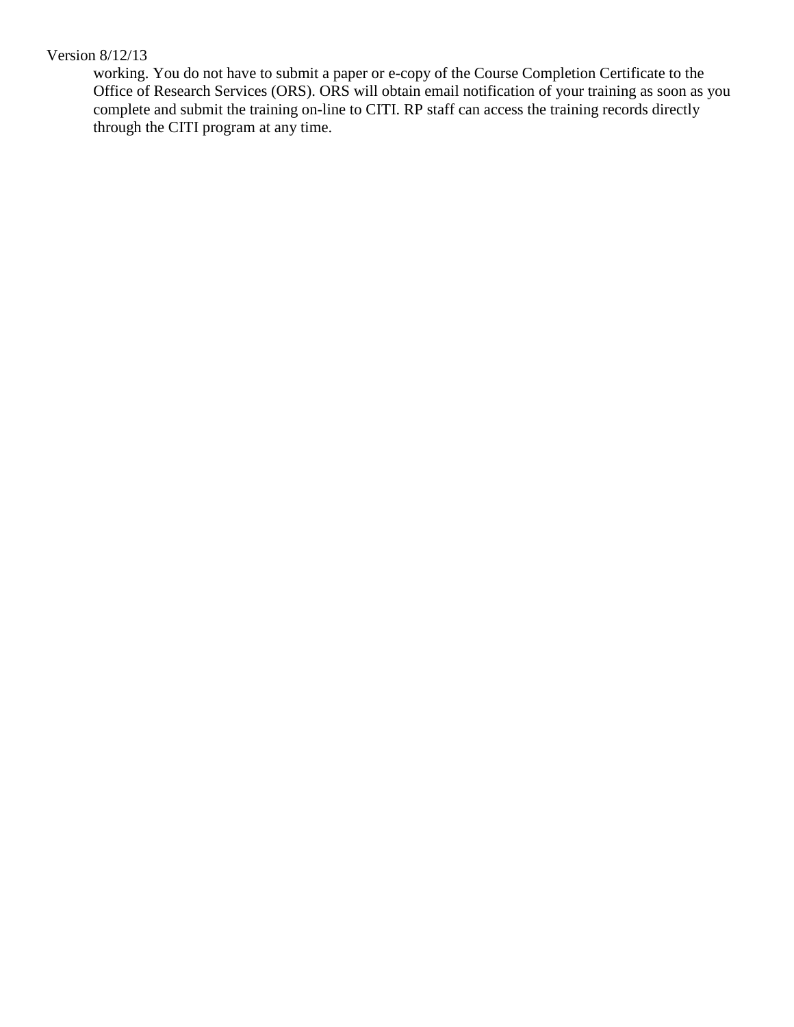working. You do not have to submit a paper or e-copy of the Course Completion Certificate to the Office of Research Services (ORS). ORS will obtain email notification of your training as soon as you complete and submit the training on-line to CITI. RP staff can access the training records directly through the CITI program at any time.